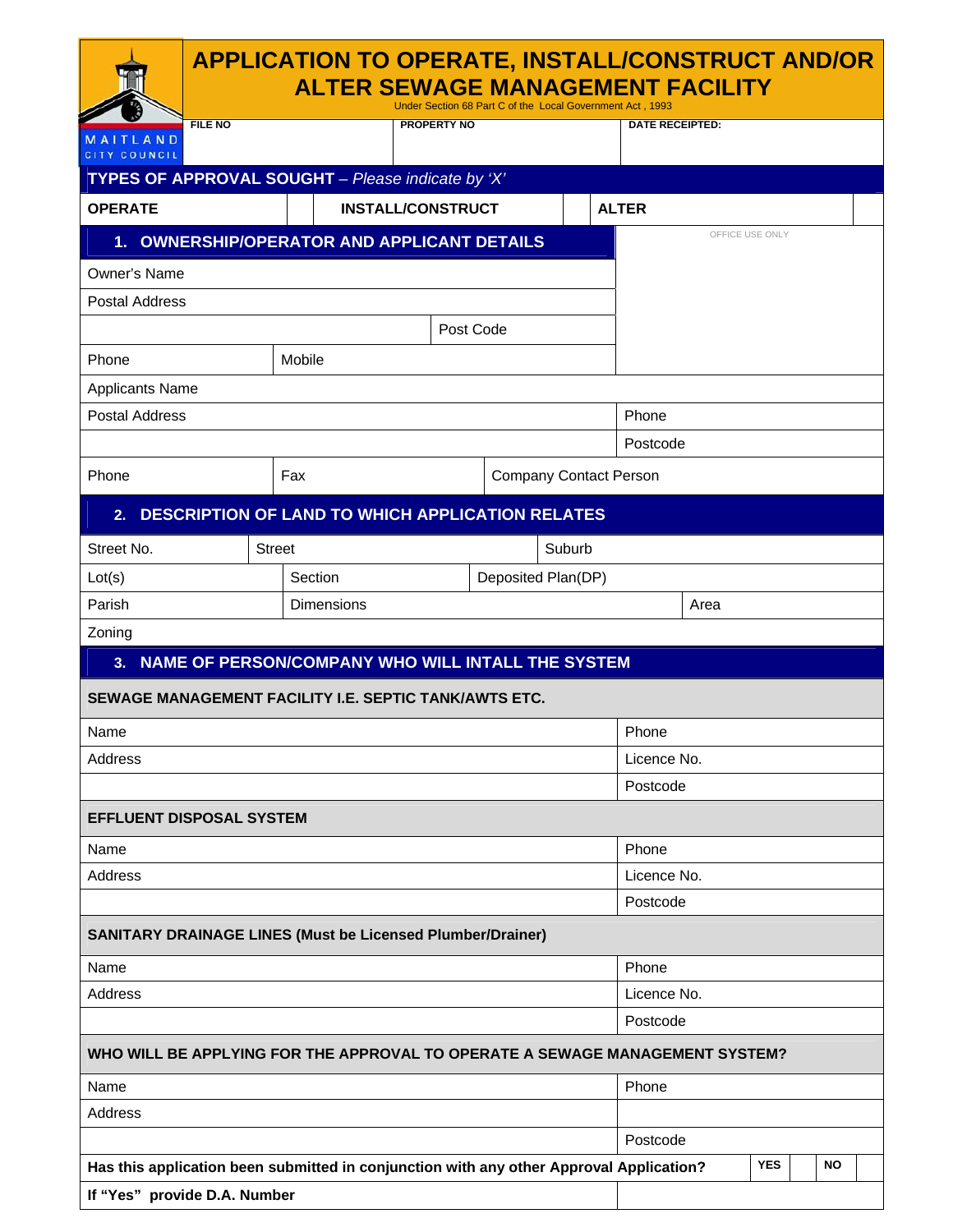# APPLICATION TO OPERATE, INSTALL/CONSTRUCT AND/OR ALTER SEWAGE MANAGEMENT FACILITY

Under Section 68 Part C of the Local Government Act , 1993

MAITLAND CITY COUNCIL

| FILE NO | PROPERTY NO | DATE RECEIPTED: |
|---|---|---|
| | | |

## TYPES OF APPROVAL SOUGHT – *Please indicate by 'X'*

| OPERATE | | INSTALL/CONSTRUCT | | ALTER | |
|---|---|---|---|---|---|

## 1. OWNERSHIP/OPERATOR AND APPLICANT DETAILS

OFFICE USE ONLY

| | |
|---|---|
| Owner's Name | |
| Postal Address | |
| | Post Code |
| Phone | Mobile |

| | | |
|---|---|---|
| Applicants Name | | |
| Postal Address | | Phone |
| | | Postcode |
| Phone | Fax | Company Contact Person |

## 2. DESCRIPTION OF LAND TO WHICH APPLICATION RELATES

| | | |
|---|---|---|
| Street No. | Street | Suburb |
| Lot(s) | Section | Deposited Plan(DP) |
| Parish | Dimensions | Area |
| Zoning | | |

## 3. NAME OF PERSON/COMPANY WHO WILL INTALL THE SYSTEM

**SEWAGE MANAGEMENT FACILITY I.E. SEPTIC TANK/AWTS ETC.**

| | |
|---|---|
| Name | Phone |
| Address | Licence No. |
| | Postcode |

**EFFLUENT DISPOSAL SYSTEM**

| | |
|---|---|
| Name | Phone |
| Address | Licence No. |
| | Postcode |

**SANITARY DRAINAGE LINES (Must be Licensed Plumber/Drainer)**

| | |
|---|---|
| Name | Phone |
| Address | Licence No. |
| | Postcode |

**WHO WILL BE APPLYING FOR THE APPROVAL TO OPERATE A SEWAGE MANAGEMENT SYSTEM?**

| | |
|---|---|
| Name | Phone |
| Address | |
| | Postcode |

| | | | | |
|---|---|---|---|---|
| **Has this application been submitted in conjunction with any other Approval Application?** | **YES** | | **NO** | |
| **If "Yes" provide D.A. Number** | | | | |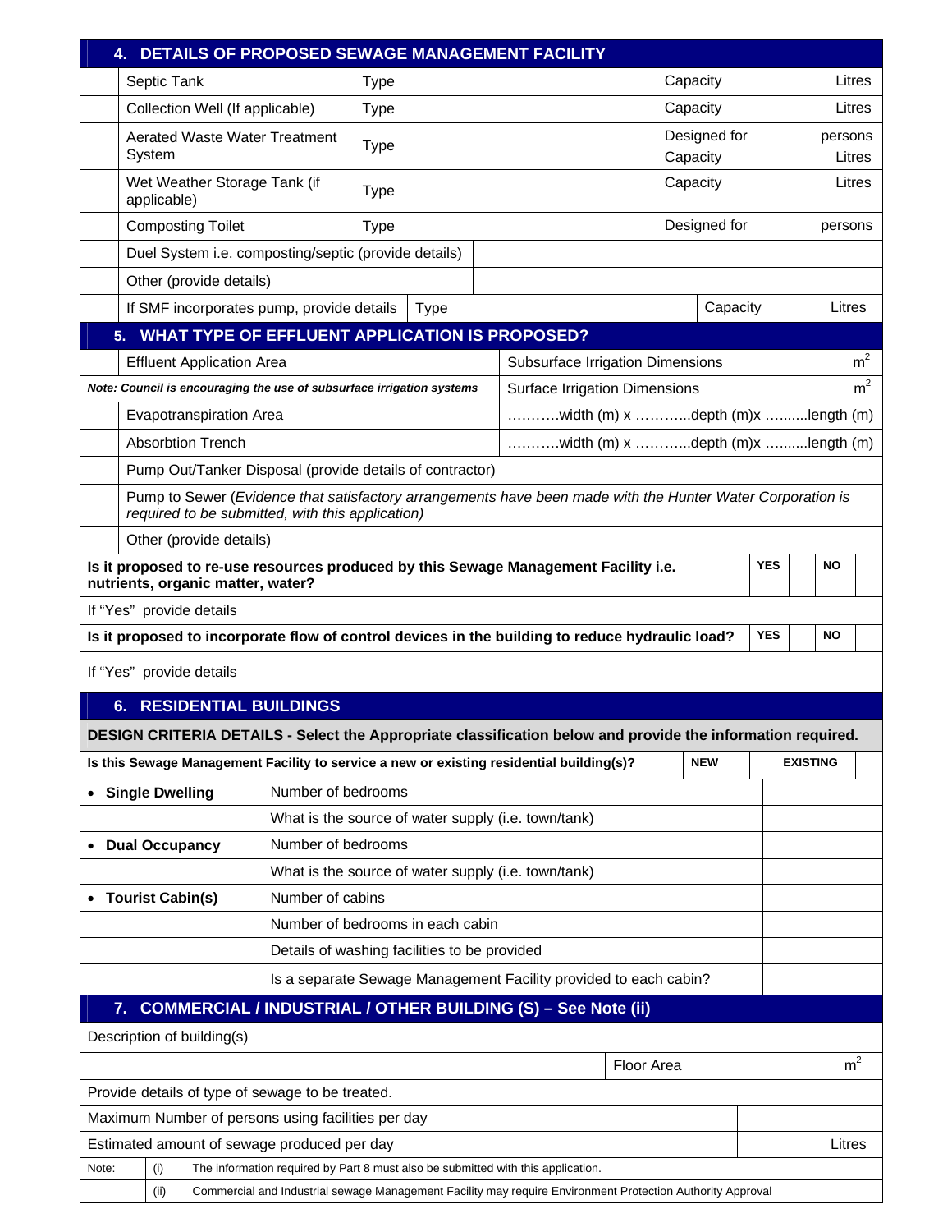## 4. DETAILS OF PROPOSED SEWAGE MANAGEMENT FACILITY

| | Item | Type | Capacity / Design |
|---|---|---|---|
| | Septic Tank | Type | Capacity Litres |
| | Collection Well (If applicable) | Type | Capacity Litres |
| | Aerated Waste Water Treatment System | Type | Designed for persons<br>Capacity Litres |
| | Wet Weather Storage Tank (if applicable) | Type | Capacity Litres |
| | Composting Toilet | Type | Designed for persons |
| | Duel System i.e. composting/septic (provide details) | | |
| | Other (provide details) | | |
| | If SMF incorporates pump, provide details | Type | Capacity Litres |

## 5. WHAT TYPE OF EFFLUENT APPLICATION IS PROPOSED?

| | | |
|---|---|---|
| | Effluent Application Area | Subsurface Irrigation Dimensions $m^2$ |
| ***Note: Council is encouraging the use of subsurface irrigation systems*** | | Surface Irrigation Dimensions $m^2$ |
| | Evapotranspiration Area | ……….width (m) x ………..depth (m)x …….....length (m) |
| | Absorbtion Trench | ……….width (m) x ………..depth (m)x …….....length (m) |
| | Pump Out/Tanker Disposal (provide details of contractor) | |
| | Pump to Sewer (*Evidence that satisfactory arrangements have been made with the Hunter Water Corporation is required to be submitted, with this application)* | |
| | Other (provide details) | |

| | | | | |
|---|---|---|---|---|
| **Is it proposed to re-use resources produced by this Sewage Management Facility i.e. nutrients, organic matter, water?** | **YES** | | **NO** | |
| If "Yes" provide details | | | | |
| **Is it proposed to incorporate flow of control devices in the building to reduce hydraulic load?** | **YES** | | **NO** | |
| If "Yes" provide details | | | | |

## 6. RESIDENTIAL BUILDINGS

**DESIGN CRITERIA DETAILS - Select the Appropriate classification below and provide the information required.**

| | | | | | |
|---|---|---|---|---|---|
| **Is this Sewage Management Facility to service a new or existing residential building(s)?** | | **NEW** | | **EXISTING** | |

| | | |
|---|---|---|
| • **Single Dwelling** | Number of bedrooms | |
| | What is the source of water supply (i.e. town/tank) | |
| • **Dual Occupancy** | Number of bedrooms | |
| | What is the source of water supply (i.e. town/tank) | |
| • **Tourist Cabin(s)** | Number of cabins | |
| | Number of bedrooms in each cabin | |
| | Details of washing facilities to be provided | |
| | Is a separate Sewage Management Facility provided to each cabin? | |

## 7. COMMERCIAL / INDUSTRIAL / OTHER BUILDING (S) – See Note (ii)

| | |
|---|---|
| Description of building(s) | |
| | Floor Area $m^2$ |
| Provide details of type of sewage to be treated. | |
| Maximum Number of persons using facilities per day | |
| Estimated amount of sewage produced per day | Litres |

| Note: | | |
|---|---|---|
| | (i) | The information required by Part 8 must also be submitted with this application. |
| | (ii) | Commercial and Industrial sewage Management Facility may require Environment Protection Authority Approval |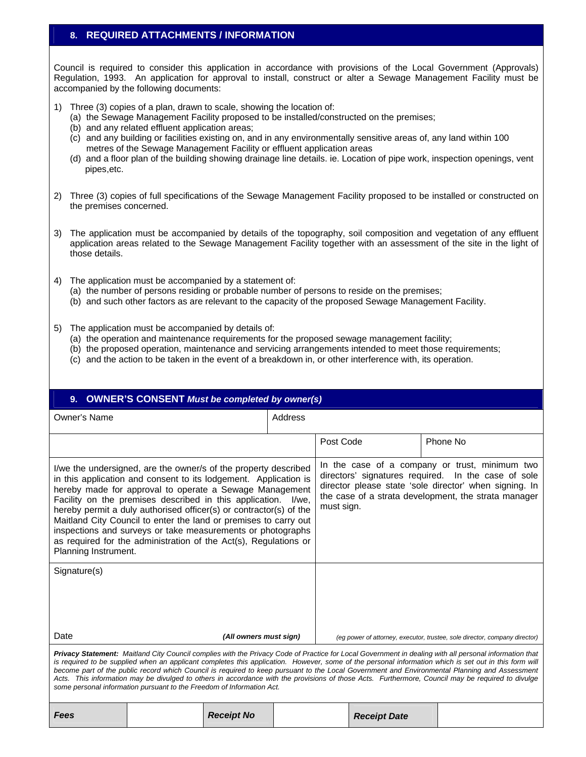## 8. REQUIRED ATTACHMENTS / INFORMATION

Council is required to consider this application in accordance with provisions of the Local Government (Approvals) Regulation, 1993. An application for approval to install, construct or alter a Sewage Management Facility must be accompanied by the following documents:

1) Three (3) copies of a plan, drawn to scale, showing the location of:
   (a) the Sewage Management Facility proposed to be installed/constructed on the premises;
   (b) and any related effluent application areas;
   (c) and any building or facilities existing on, and in any environmentally sensitive areas of, any land within 100 metres of the Sewage Management Facility or effluent application areas
   (d) and a floor plan of the building showing drainage line details. ie. Location of pipe work, inspection openings, vent pipes,etc.

2) Three (3) copies of full specifications of the Sewage Management Facility proposed to be installed or constructed on the premises concerned.

3) The application must be accompanied by details of the topography, soil composition and vegetation of any effluent application areas related to the Sewage Management Facility together with an assessment of the site in the light of those details.

4) The application must be accompanied by a statement of:
   (a) the number of persons residing or probable number of persons to reside on the premises;
   (b) and such other factors as are relevant to the capacity of the proposed Sewage Management Facility.

5) The application must be accompanied by details of:
   (a) the operation and maintenance requirements for the proposed sewage management facility;
   (b) the proposed operation, maintenance and servicing arrangements intended to meet those requirements;
   (c) and the action to be taken in the event of a breakdown in, or other interference with, its operation.

## 9. OWNER'S CONSENT *Must be completed by owner(s)*

| | | | |
|---|---|---|---|
| Owner's Name | Address | | |
| | | Post Code | Phone No |

I/we the undersigned, are the owner/s of the property described in this application and consent to its lodgement. Application is hereby made for approval to operate a Sewage Management Facility on the premises described in this application. I/we, hereby permit a duly authorised officer(s) or contractor(s) of the Maitland City Council to enter the land or premises to carry out inspections and surveys or take measurements or photographs as required for the administration of the Act(s), Regulations or Planning Instrument.

In the case of a company or trust, minimum two directors' signatures required. In the case of sole director please state 'sole director' when signing. In the case of a strata development, the strata manager must sign.

Signature(s)

Date **(All owners must sign)**

*(eg power of attorney, executor, trustee, sole director, company director)*

***Privacy Statement:*** *Maitland City Council complies with the Privacy Code of Practice for Local Government in dealing with all personal information that is required to be supplied when an applicant completes this application. However, some of the personal information which is set out in this form will become part of the public record which Council is required to keep pursuant to the Local Government and Environmental Planning and Assessment Acts. This information may be divulged to others in accordance with the provisions of those Acts. Furthermore, Council may be required to divulge some personal information pursuant to the Freedom of Information Act.*

| | | | | | |
|---|---|---|---|---|---|
| ***Fees*** | | ***Receipt No*** | | ***Receipt Date*** | |